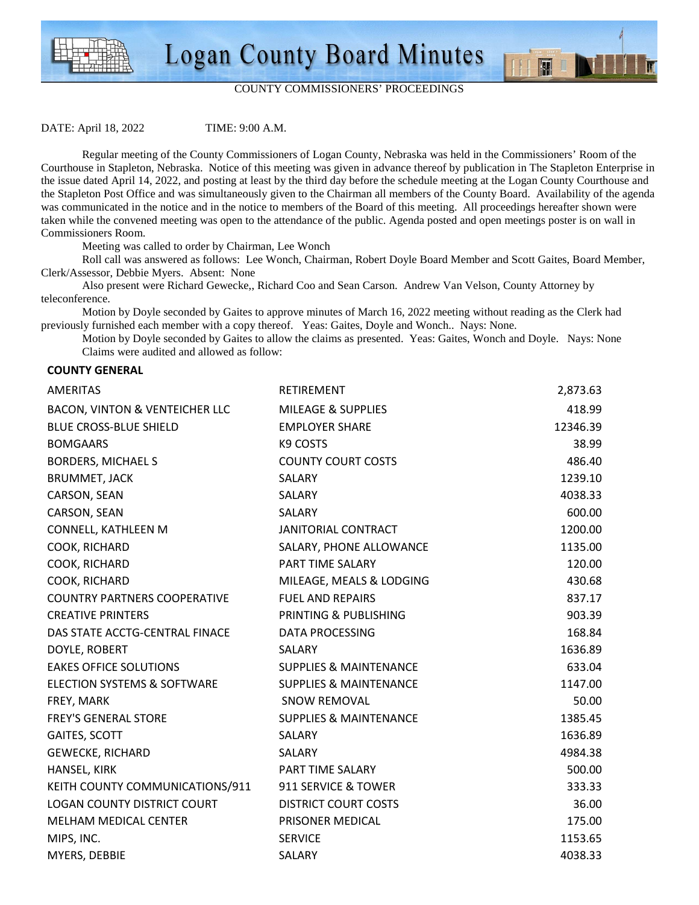# Logan County Board Minutes

COUNTY COMMISSIONERS' PROCEEDINGS

DATE: April 18, 2022 TIME: 9:00 A.M.

Regular meeting of the County Commissioners of Logan County, Nebraska was held in the Commissioners' Room of the Courthouse in Stapleton, Nebraska. Notice of this meeting was given in advance thereof by publication in The Stapleton Enterprise in the issue dated April 14, 2022, and posting at least by the third day before the schedule meeting at the Logan County Courthouse and the Stapleton Post Office and was simultaneously given to the Chairman all members of the County Board. Availability of the agenda was communicated in the notice and in the notice to members of the Board of this meeting. All proceedings hereafter shown were taken while the convened meeting was open to the attendance of the public. Agenda posted and open meetings poster is on wall in Commissioners Room.

Meeting was called to order by Chairman, Lee Wonch

Roll call was answered as follows: Lee Wonch, Chairman, Robert Doyle Board Member and Scott Gaites, Board Member, Clerk/Assessor, Debbie Myers. Absent: None

Also present were Richard Gewecke,, Richard Coo and Sean Carson. Andrew Van Velson, County Attorney by teleconference.

Motion by Doyle seconded by Gaites to approve minutes of March 16, 2022 meeting without reading as the Clerk had previously furnished each member with a copy thereof. Yeas: Gaites, Doyle and Wonch.. Nays: None.

Motion by Doyle seconded by Gaites to allow the claims as presented. Yeas: Gaites, Wonch and Doyle. Nays: None

Claims were audited and allowed as follow:

**COUNTY GENERAL**

| | | |
|---|---|---|
| AMERITAS | RETIREMENT | 2,873.63 |
| BACON, VINTON & VENTEICHER LLC | MILEAGE & SUPPLIES | 418.99 |
| BLUE CROSS-BLUE SHIELD | EMPLOYER SHARE | 12346.39 |
| BOMGAARS | K9 COSTS | 38.99 |
| BORDERS, MICHAEL S | COUNTY COURT COSTS | 486.40 |
| BRUMMET, JACK | SALARY | 1239.10 |
| CARSON, SEAN | SALARY | 4038.33 |
| CARSON, SEAN | SALARY | 600.00 |
| CONNELL, KATHLEEN M | JANITORIAL CONTRACT | 1200.00 |
| COOK, RICHARD | SALARY, PHONE ALLOWANCE | 1135.00 |
| COOK, RICHARD | PART TIME SALARY | 120.00 |
| COOK, RICHARD | MILEAGE, MEALS & LODGING | 430.68 |
| COUNTRY PARTNERS COOPERATIVE | FUEL AND REPAIRS | 837.17 |
| CREATIVE PRINTERS | PRINTING & PUBLISHING | 903.39 |
| DAS STATE ACCTG-CENTRAL FINACE | DATA PROCESSING | 168.84 |
| DOYLE, ROBERT | SALARY | 1636.89 |
| EAKES OFFICE SOLUTIONS | SUPPLIES & MAINTENANCE | 633.04 |
| ELECTION SYSTEMS & SOFTWARE | SUPPLIES & MAINTENANCE | 1147.00 |
| FREY, MARK | SNOW REMOVAL | 50.00 |
| FREY'S GENERAL STORE | SUPPLIES & MAINTENANCE | 1385.45 |
| GAITES, SCOTT | SALARY | 1636.89 |
| GEWECKE, RICHARD | SALARY | 4984.38 |
| HANSEL, KIRK | PART TIME SALARY | 500.00 |
| KEITH COUNTY COMMUNICATIONS/911 | 911 SERVICE & TOWER | 333.33 |
| LOGAN COUNTY DISTRICT COURT | DISTRICT COURT COSTS | 36.00 |
| MELHAM MEDICAL CENTER | PRISONER MEDICAL | 175.00 |
| MIPS, INC. | SERVICE | 1153.65 |
| MYERS, DEBBIE | SALARY | 4038.33 |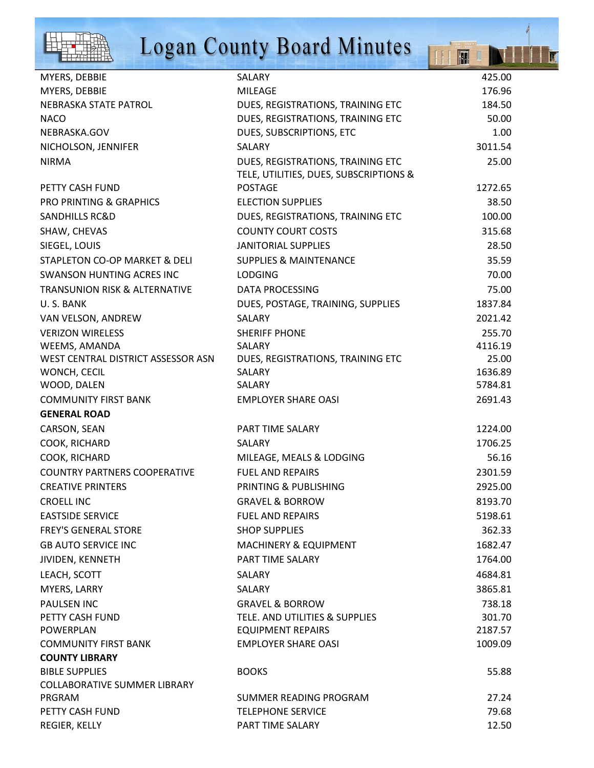| | | |
|---|---|---|
| MYERS, DEBBIE | SALARY | 425.00 |
| MYERS, DEBBIE | MILEAGE | 176.96 |
| NEBRASKA STATE PATROL | DUES, REGISTRATIONS, TRAINING ETC | 184.50 |
| NACO | DUES, REGISTRATIONS, TRAINING ETC | 50.00 |
| NEBRASKA.GOV | DUES, SUBSCRIPTIONS, ETC | 1.00 |
| NICHOLSON, JENNIFER | SALARY | 3011.54 |
| NIRMA | DUES, REGISTRATIONS, TRAINING ETC | 25.00 |
| PETTY CASH FUND | TELE, UTILITIES, DUES, SUBSCRIPTIONS & POSTAGE | 1272.65 |
| PRO PRINTING & GRAPHICS | ELECTION SUPPLIES | 38.50 |
| SANDHILLS RC&D | DUES, REGISTRATIONS, TRAINING ETC | 100.00 |
| SHAW, CHEVAS | COUNTY COURT COSTS | 315.68 |
| SIEGEL, LOUIS | JANITORIAL SUPPLIES | 28.50 |
| STAPLETON CO-OP MARKET & DELI | SUPPLIES & MAINTENANCE | 35.59 |
| SWANSON HUNTING ACRES INC | LODGING | 70.00 |
| TRANSUNION RISK & ALTERNATIVE | DATA PROCESSING | 75.00 |
| U. S. BANK | DUES, POSTAGE, TRAINING, SUPPLIES | 1837.84 |
| VAN VELSON, ANDREW | SALARY | 2021.42 |
| VERIZON WIRELESS | SHERIFF PHONE | 255.70 |
| WEEMS, AMANDA | SALARY | 4116.19 |
| WEST CENTRAL DISTRICT ASSESSOR ASN | DUES, REGISTRATIONS, TRAINING ETC | 25.00 |
| WONCH, CECIL | SALARY | 1636.89 |
| WOOD, DALEN | SALARY | 5784.81 |
| COMMUNITY FIRST BANK | EMPLOYER SHARE OASI | 2691.43 |
| **GENERAL ROAD** | | |
| CARSON, SEAN | PART TIME SALARY | 1224.00 |
| COOK, RICHARD | SALARY | 1706.25 |
| COOK, RICHARD | MILEAGE, MEALS & LODGING | 56.16 |
| COUNTRY PARTNERS COOPERATIVE | FUEL AND REPAIRS | 2301.59 |
| CREATIVE PRINTERS | PRINTING & PUBLISHING | 2925.00 |
| CROELL INC | GRAVEL & BORROW | 8193.70 |
| EASTSIDE SERVICE | FUEL AND REPAIRS | 5198.61 |
| FREY'S GENERAL STORE | SHOP SUPPLIES | 362.33 |
| GB AUTO SERVICE INC | MACHINERY & EQUIPMENT | 1682.47 |
| JIVIDEN, KENNETH | PART TIME SALARY | 1764.00 |
| LEACH, SCOTT | SALARY | 4684.81 |
| MYERS, LARRY | SALARY | 3865.81 |
| PAULSEN INC | GRAVEL & BORROW | 738.18 |
| PETTY CASH FUND | TELE. AND UTILITIES & SUPPLIES | 301.70 |
| POWERPLAN | EQUIPMENT REPAIRS | 2187.57 |
| COMMUNITY FIRST BANK | EMPLOYER SHARE OASI | 1009.09 |
| **COUNTY LIBRARY** | | |
| BIBLE SUPPLIES | BOOKS | 55.88 |
| COLLABORATIVE SUMMER LIBRARY PRGRAM | SUMMER READING PROGRAM | 27.24 |
| PETTY CASH FUND | TELEPHONE SERVICE | 79.68 |
| REGIER, KELLY | PART TIME SALARY | 12.50 |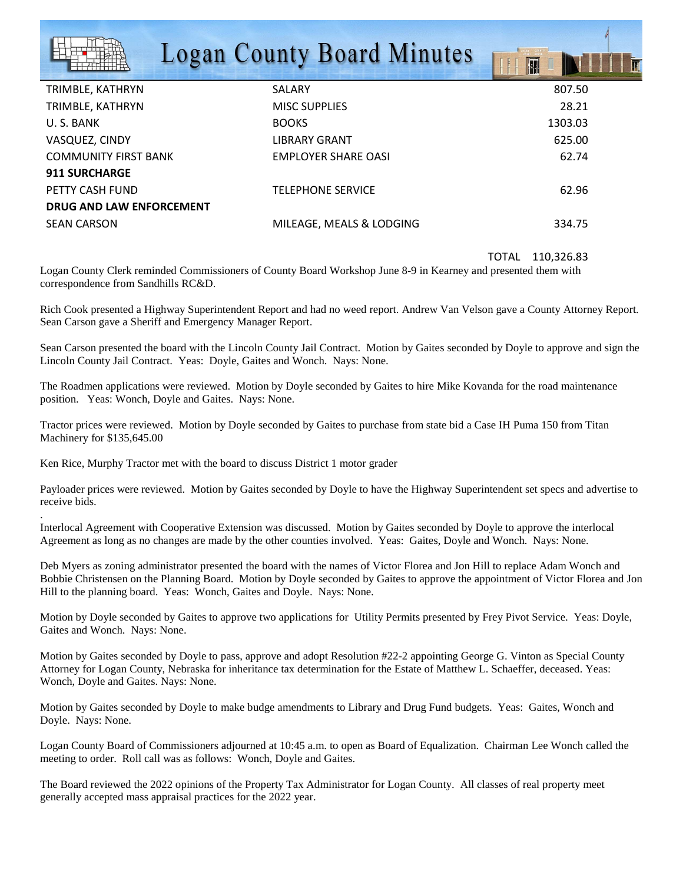| | | |
|---|---|---|
| TRIMBLE, KATHRYN | SALARY | 807.50 |
| TRIMBLE, KATHRYN | MISC SUPPLIES | 28.21 |
| U. S. BANK | BOOKS | 1303.03 |
| VASQUEZ, CINDY | LIBRARY GRANT | 625.00 |
| COMMUNITY FIRST BANK | EMPLOYER SHARE OASI | 62.74 |
| **911 SURCHARGE** | | |
| PETTY CASH FUND | TELEPHONE SERVICE | 62.96 |
| **DRUG AND LAW ENFORCEMENT** | | |
| SEAN CARSON | MILEAGE, MEALS & LODGING | 334.75 |
| | TOTAL | 110,326.83 |

Logan County Clerk reminded Commissioners of County Board Workshop June 8-9 in Kearney and presented them with correspondence from Sandhills RC&D.

Rich Cook presented a Highway Superintendent Report and had no weed report. Andrew Van Velson gave a County Attorney Report. Sean Carson gave a Sheriff and Emergency Manager Report.

Sean Carson presented the board with the Lincoln County Jail Contract. Motion by Gaites seconded by Doyle to approve and sign the Lincoln County Jail Contract. Yeas: Doyle, Gaites and Wonch. Nays: None.

The Roadmen applications were reviewed. Motion by Doyle seconded by Gaites to hire Mike Kovanda for the road maintenance position. Yeas: Wonch, Doyle and Gaites. Nays: None.

Tractor prices were reviewed. Motion by Doyle seconded by Gaites to purchase from state bid a Case IH Puma 150 from Titan Machinery for $135,645.00

Ken Rice, Murphy Tractor met with the board to discuss District 1 motor grader

Payloader prices were reviewed. Motion by Gaites seconded by Doyle to have the Highway Superintendent set specs and advertise to receive bids.

Interlocal Agreement with Cooperative Extension was discussed. Motion by Gaites seconded by Doyle to approve the interlocal Agreement as long as no changes are made by the other counties involved. Yeas: Gaites, Doyle and Wonch. Nays: None.

Deb Myers as zoning administrator presented the board with the names of Victor Florea and Jon Hill to replace Adam Wonch and Bobbie Christensen on the Planning Board. Motion by Doyle seconded by Gaites to approve the appointment of Victor Florea and Jon Hill to the planning board. Yeas: Wonch, Gaites and Doyle. Nays: None.

Motion by Doyle seconded by Gaites to approve two applications for Utility Permits presented by Frey Pivot Service. Yeas: Doyle, Gaites and Wonch. Nays: None.

Motion by Gaites seconded by Doyle to pass, approve and adopt Resolution #22-2 appointing George G. Vinton as Special County Attorney for Logan County, Nebraska for inheritance tax determination for the Estate of Matthew L. Schaeffer, deceased. Yeas: Wonch, Doyle and Gaites. Nays: None.

Motion by Gaites seconded by Doyle to make budge amendments to Library and Drug Fund budgets. Yeas: Gaites, Wonch and Doyle. Nays: None.

Logan County Board of Commissioners adjourned at 10:45 a.m. to open as Board of Equalization. Chairman Lee Wonch called the meeting to order. Roll call was as follows: Wonch, Doyle and Gaites.

The Board reviewed the 2022 opinions of the Property Tax Administrator for Logan County. All classes of real property meet generally accepted mass appraisal practices for the 2022 year.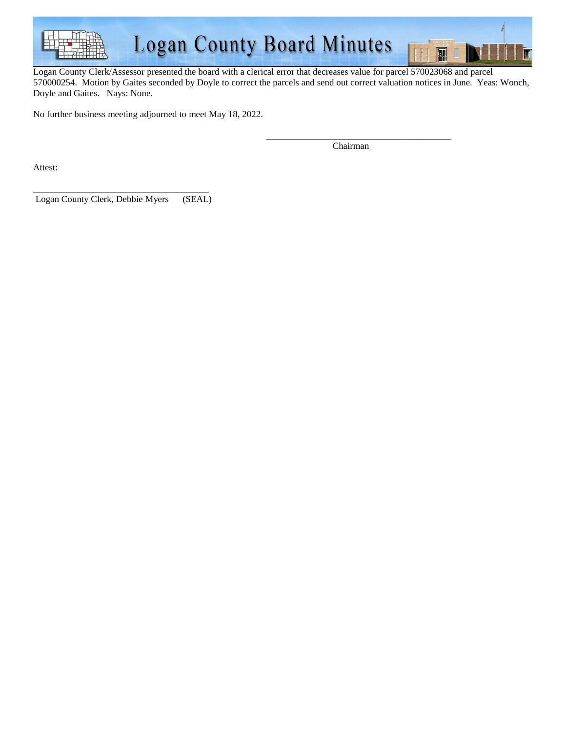Logan County Clerk/Assessor presented the board with a clerical error that decreases value for parcel 570023068 and parcel 570000254. Motion by Gaites seconded by Doyle to correct the parcels and send out correct valuation notices in June. Yeas: Wonch, Doyle and Gaites. Nays: None.

No further business meeting adjourned to meet May 18, 2022.

\_\_\_\_\_\_\_\_\_\_\_\_\_\_\_\_\_\_\_\_\_\_\_\_\_\_\_\_\_\_\_\_\_\_\_\_\_\_\_\_

Chairman

Attest:

\_\_\_\_\_\_\_\_\_\_\_\_\_\_\_\_\_\_\_\_\_\_\_\_\_\_\_\_\_\_\_\_\_\_\_\_\_\_\_\_

Logan County Clerk, Debbie Myers (SEAL)